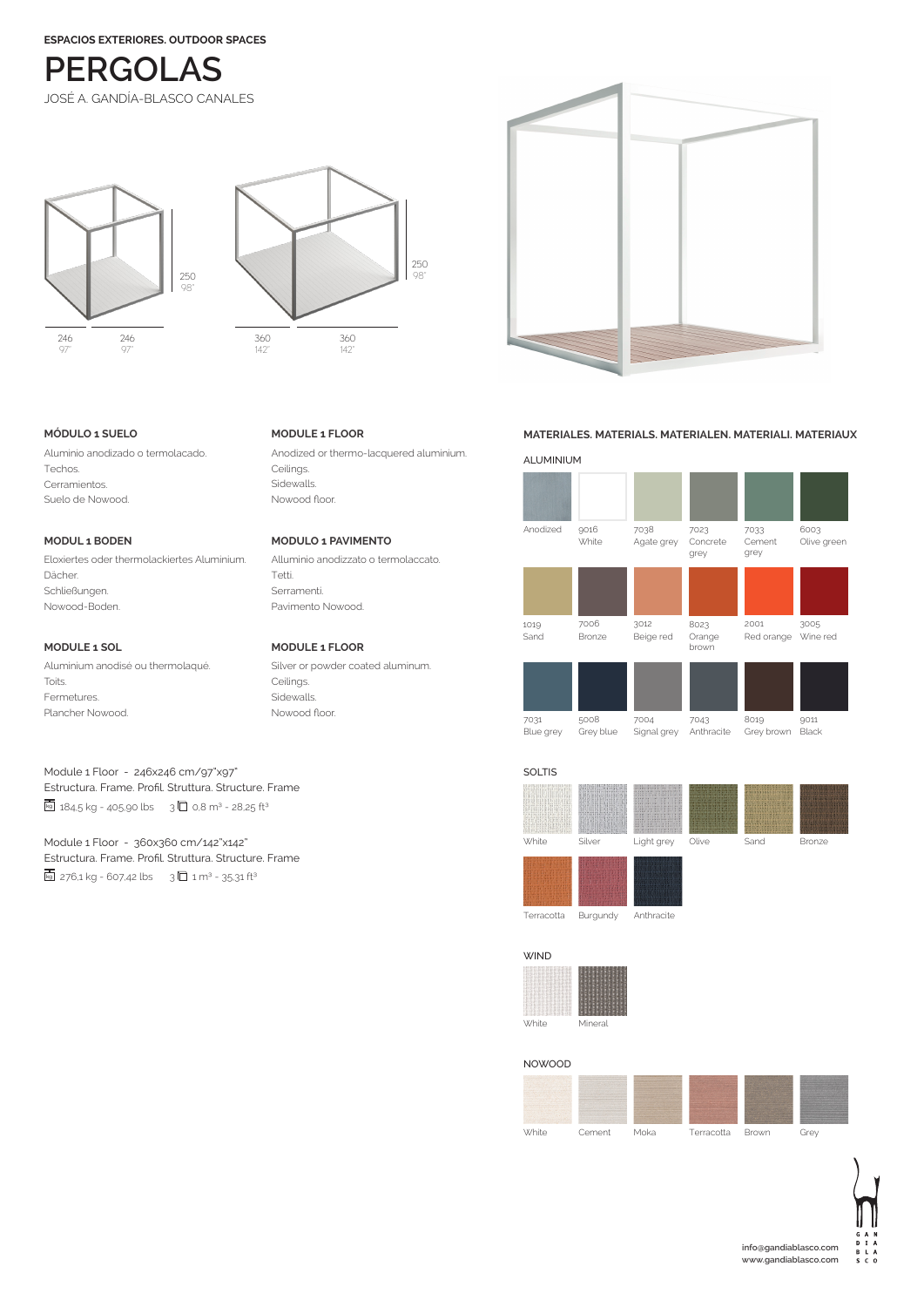**ESPACIOS EXTERIORES. OUTDOOR SPACES**

# PERGOLAS

JOSÉ A. GANDÍA-BLASCO CANALES

250
98"

246
97"

246
97"

250
98"

360
142"

360
142"

### MÓDULO 1 SUELO

Aluminio anodizado o termolacado.
Techos.
Cerramientos.
Suelo de Nowood.

### MODULE 1 FLOOR

Anodized or thermo-lacquered aluminium.
Ceilings.
Sidewalls.
Nowood floor.

### MODUL 1 BODEN

Eloxiertes oder thermolackiertes Aluminium.
Dächer.
Schließungen.
Nowood-Boden.

### MODULO 1 PAVIMENTO

Alluminio anodizzato o termolaccato.
Tetti.
Serramenti.
Pavimento Nowood.

### MODULE 1 SOL

Aluminium anodisé ou thermolaqué.
Toits.
Fermetures.
Plancher Nowood.

### MODULE 1 FLOOR

Silver or powder coated aluminum.
Ceilings.
Sidewalls.
Nowood floor.

Module 1 Floor - 246x246 cm/97"x97"
Estructura. Frame. Profil. Struttura. Structure. Frame
184,5 kg - 405,90 lbs    3 0,8 m³ - 28,25 ft³

Module 1 Floor - 360x360 cm/142"x142"
Estructura. Frame. Profil. Struttura. Structure. Frame
276,1 kg - 607,42 lbs    3 1 m³ - 35,31 ft³

### MATERIALES. MATERIALS. MATERIALEN. MATERIALI. MATERIAUX

ALUMINIUM

| Anodized | 9016 White | 7038 Agate grey | 7023 Concrete grey | 7033 Cement grey | 6003 Olive green |
|---|---|---|---|---|---|
| 1019 Sand | 7006 Bronze | 3012 Beige red | 8023 Orange brown | 2001 Red orange | 3005 Wine red |
| 7031 Blue grey | 5008 Grey blue | 7004 Signal grey | 7043 Anthracite | 8019 Grey brown | 9011 Black |

SOLTIS

| White | Silver | Light grey | Olive | Sand | Bronze |
|---|---|---|---|---|---|
| Terracotta | Burgundy | Anthracite | | | |

WIND

White, Mineral

NOWOOD

White, Cement, Moka, Terracotta, Brown, Grey

info@gandiablasco.com
www.gandiablasco.com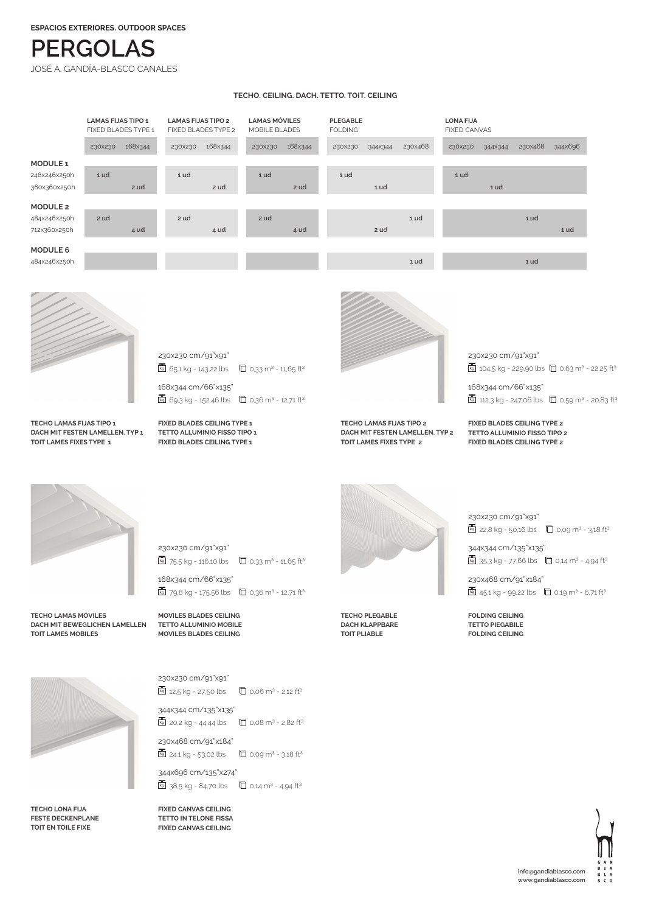ESPACIOS EXTERIORES. OUTDOOR SPACES

# PERGOLAS

JOSÉ A. GANDÍA-BLASCO CANALES

## TECHO. CEILING. DACH. TETTO. TOIT. CEILING

| | LAMAS FIJAS TIPO 1 FIXED BLADES TYPE 1 | | LAMAS FIJAS TIPO 2 FIXED BLADES TYPE 2 | | LAMAS MÓVILES MOBILE BLADES | | PLEGABLE FOLDING | | | LONA FIJA FIXED CANVAS | | | |
|---|---|---|---|---|---|---|---|---|---|---|---|---|---|
| | 230x230 | 168x344 | 230x230 | 168x344 | 230x230 | 168x344 | 230x230 | 344x344 | 230x468 | 230x230 | 344x344 | 230x468 | 344x696 |
| **MODULE 1** | | | | | | | | | | | | | |
| 246x246x250h | 1 ud | | 1 ud | | 1 ud | | 1 ud | | | 1 ud | | | |
| 360x360x250h | | 2 ud | | 2 ud | | 2 ud | | 1 ud | | | 1 ud | | |
| **MODULE 2** | | | | | | | | | | | | | |
| 484x246x250h | 2 ud | | 2 ud | | 2 ud | | | | 1 ud | | | 1 ud | |
| 712x360x250h | | 4 ud | | 4 ud | | 4 ud | | 2 ud | | | | | 1 ud |
| **MODULE 6** | | | | | | | | | | | | | |
| 484x246x250h | | | | | | | | | 1 ud | | | 1 ud | |

230x230 cm/91"x91"
65,1 kg - 143,22 lbs — 0,33 m³ - 11,65 ft³

168x344 cm/66"x135"
69,3 kg - 152,46 lbs — 0,36 m³ - 12,71 ft³

**TECHO LAMAS FIJAS TIPO 1**
**DACH MIT FESTEN LAMELLEN. TYP 1**
**TOIT LAMES FIXES TYPE 1**

**FIXED BLADES CEILING TYPE 1**
**TETTO ALLUMINIO FISSO TIPO 1**
**FIXED BLADES CEILING TYPE 1**

230x230 cm/91"x91"
104,5 kg - 229,90 lbs — 0,63 m³ - 22,25 ft³

168x344 cm/66"x135"
112,3 kg - 247,06 lbs — 0,59 m³ - 20,83 ft³

**TECHO LAMAS FIJAS TIPO 2**
**DACH MIT FESTEN LAMELLEN. TYP 2**
**TOIT LAMES FIXES TYPE 2**

**FIXED BLADES CEILING TYPE 2**
**TETTO ALLUMINIO FISSO TIPO 2**
**FIXED BLADES CEILING TYPE 2**

230x230 cm/91"x91"
75,5 kg - 116,10 lbs — 0,33 m³ - 11,65 ft³

168x344 cm/66"x135"
79,8 kg - 175,56 lbs — 0,36 m³ - 12,71 ft³

**TECHO LAMAS MÓVILES**
**DACH MIT BEWEGLICHEN LAMELLEN**
**TOIT LAMES MOBILES**

**MOVILES BLADES CEILING**
**TETTO ALLUMINIO MOBILE**
**MOVILES BLADES CEILING**

230x230 cm/91"x91"
22,8 kg - 50,16 lbs — 0,09 m³ - 3,18 ft³

344x344 cm/135"x135"
35,3 kg - 77,66 lbs — 0,14 m³ - 4,94 ft³

230x468 cm/91"x184"
45,1 kg - 99,22 lbs — 0,19 m³ - 6,71 ft³

**TECHO PLEGABLE**
**DACH KLAPPBARE**
**TOIT PLIABLE**

**FOLDING CEILING**
**TETTO PIEGABILE**
**FOLDING CEILING**

230x230 cm/91"x91"
12,5 kg - 27,50 lbs — 0,06 m³ - 2,12 ft³

344x344 cm/135"x135"
20,2 kg - 44,44 lbs — 0,08 m³ - 2,82 ft³

230x468 cm/91"x184"
24,1 kg - 53,02 lbs — 0,09 m³ - 3,18 ft³

344x696 cm/135"x274"
38,5 kg - 84,70 lbs — 0,14 m³ - 4,94 ft³

**TECHO LONA FIJA**
**FESTE DECKENPLANE**
**TOIT EN TOILE FIXE**

**FIXED CANVAS CEILING**
**TETTO IN TELONE FISSA**
**FIXED CANVAS CEILING**

info@gandiablasco.com
www.gandiablasco.com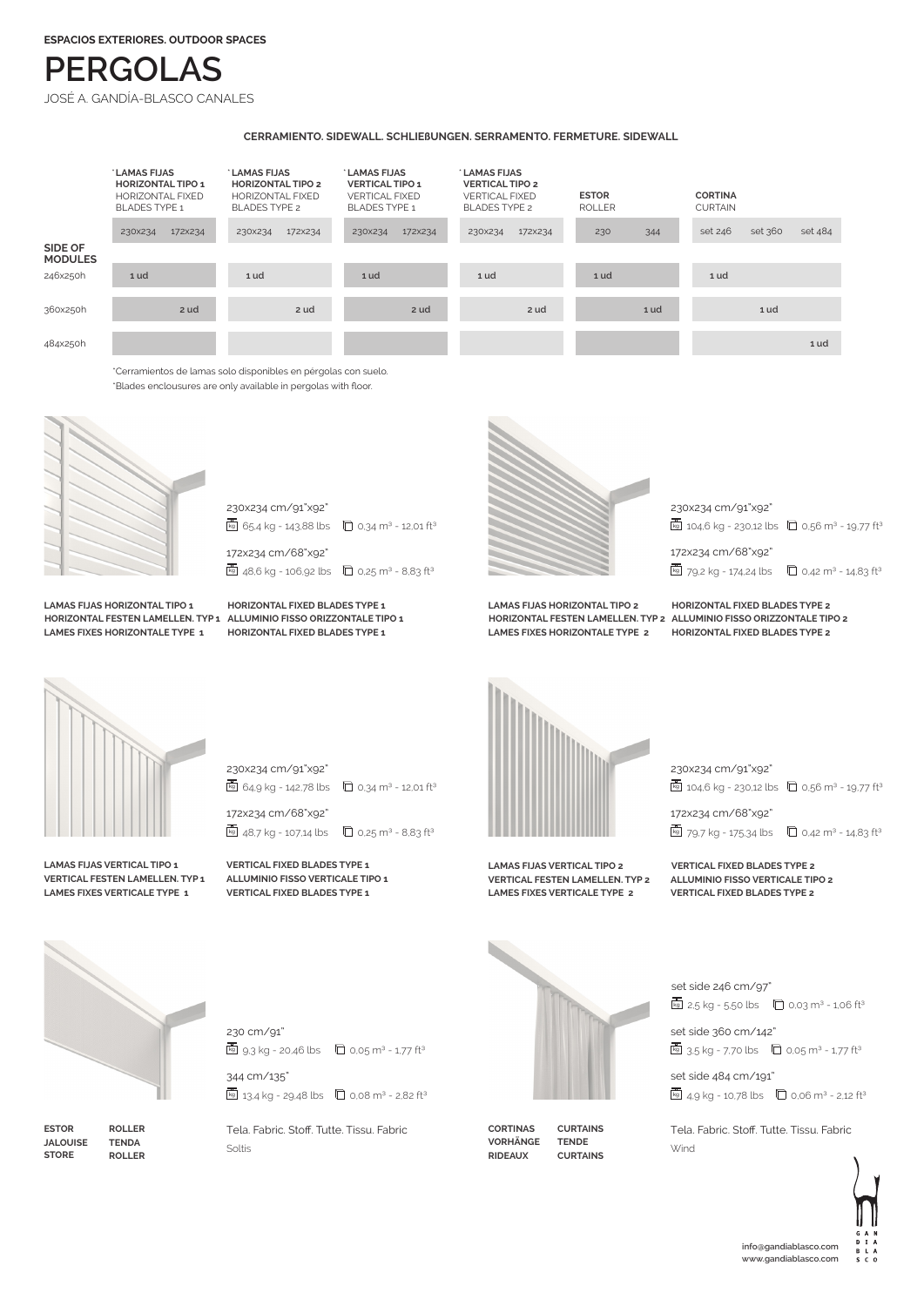**ESPACIOS EXTERIORES. OUTDOOR SPACES**

# PERGOLAS

JOSÉ A. GANDÍA-BLASCO CANALES

**CERRAMIENTO. SIDEWALL. SCHLIEßUNGEN. SERRAMENTO. FERMETURE. SIDEWALL**

| | *LAMAS FIJAS HORIZONTAL TIPO 1 HORIZONTAL FIXED BLADES TYPE 1 | | *LAMAS FIJAS HORIZONTAL TIPO 2 HORIZONTAL FIXED BLADES TYPE 2 | | *LAMAS FIJAS VERTICAL TIPO 1 VERTICAL FIXED BLADES TYPE 1 | | *LAMAS FIJAS VERTICAL TIPO 2 VERTICAL FIXED BLADES TYPE 2 | | ESTOR ROLLER | | CORTINA CURTAIN | | |
|---|---|---|---|---|---|---|---|---|---|---|---|---|---|
| **SIDE OF MODULES** | 230x234 | 172x234 | 230x234 | 172x234 | 230x234 | 172x234 | 230x234 | 172x234 | 230 | 344 | set 246 | set 360 | set 484 |
| 246x250h | 1 ud | | 1 ud | | 1 ud | | 1 ud | | 1 ud | | 1 ud | | |
| 360x250h | | 2 ud | | 2 ud | | 2 ud | | 2 ud | | 1 ud | | 1 ud | |
| 484x250h | | | | | | | | | | | | | 1 ud |

*Cerramientos de lamas solo disponibles en pérgolas con suelo.
*Blades enclousures are only available in pergolas with floor.

230x234 cm/91"x92"
65,4 kg - 143,88 lbs | 0,34 m³ - 12,01 ft³

172x234 cm/68"x92"
48,6 kg - 106,92 lbs | 0,25 m³ - 8,83 ft³

**LAMAS FIJAS HORIZONTAL TIPO 1**
**HORIZONTAL FESTEN LAMELLEN. TYP 1**
**LAMES FIXES HORIZONTALE TYPE 1**

**HORIZONTAL FIXED BLADES TYPE 1**
**ALLUMINIO FISSO ORIZZONTALE TIPO 1**
**HORIZONTAL FIXED BLADES TYPE 1**

230x234 cm/91"x92"
104,6 kg - 230,12 lbs | 0,56 m³ - 19,77 ft³

172x234 cm/68"x92"
79,2 kg - 174,24 lbs | 0,42 m³ - 14,83 ft³

**LAMAS FIJAS HORIZONTAL TIPO 2**
**HORIZONTAL FESTEN LAMELLEN. TYP 2**
**LAMES FIXES HORIZONTALE TYPE 2**

**HORIZONTAL FIXED BLADES TYPE 2**
**ALLUMINIO FISSO ORIZZONTALE TIPO 2**
**HORIZONTAL FIXED BLADES TYPE 2**

230x234 cm/91"x92"
64,9 kg - 142,78 lbs | 0,34 m³ - 12,01 ft³

172x234 cm/68"x92"
48,7 kg - 107,14 lbs | 0,25 m³ - 8,83 ft³

**LAMAS FIJAS VERTICAL TIPO 1**
**VERTICAL FESTEN LAMELLEN. TYP 1**
**LAMES FIXES VERTICALE TYPE 1**

**VERTICAL FIXED BLADES TYPE 1**
**ALLUMINIO FISSO VERTICALE TIPO 1**
**VERTICAL FIXED BLADES TYPE 1**

230x234 cm/91"x92"
104,6 kg - 230,12 lbs | 0,56 m³ - 19,77 ft³

172x234 cm/68"x92"
79,7 kg - 175,34 lbs | 0,42 m³ - 14,83 ft³

**LAMAS FIJAS VERTICAL TIPO 2**
**VERTICAL FESTEN LAMELLEN. TYP 2**
**LAMES FIXES VERTICALE TYPE 2**

**VERTICAL FIXED BLADES TYPE 2**
**ALLUMINIO FISSO VERTICALE TIPO 2**
**VERTICAL FIXED BLADES TYPE 2**

230 cm/91"
9,3 kg - 20,46 lbs | 0,05 m³ - 1,77 ft³

344 cm/135"
13,4 kg - 29,48 lbs | 0,08 m³ - 2,82 ft³

**ESTOR**
**JALOUISE**
**STORE**

**ROLLER**
**TENDA**
**ROLLER**

Tela. Fabric. Stoff. Tutte. Tissu. Fabric
Soltis

set side 246 cm/97"
2,5 kg - 5,50 lbs | 0,03 m³ - 1,06 ft³

set side 360 cm/142"
3,5 kg - 7,70 lbs | 0,05 m³ - 1,77 ft³

set side 484 cm/191"
4,9 kg - 10,78 lbs | 0,06 m³ - 2,12 ft³

**CORTINAS**
**VORHÄNGE**
**RIDEAUX**

**CURTAINS**
**TENDE**
**CURTAINS**

Tela. Fabric. Stoff. Tutte. Tissu. Fabric
Wind

info@gandiablasco.com
www.gandiablasco.com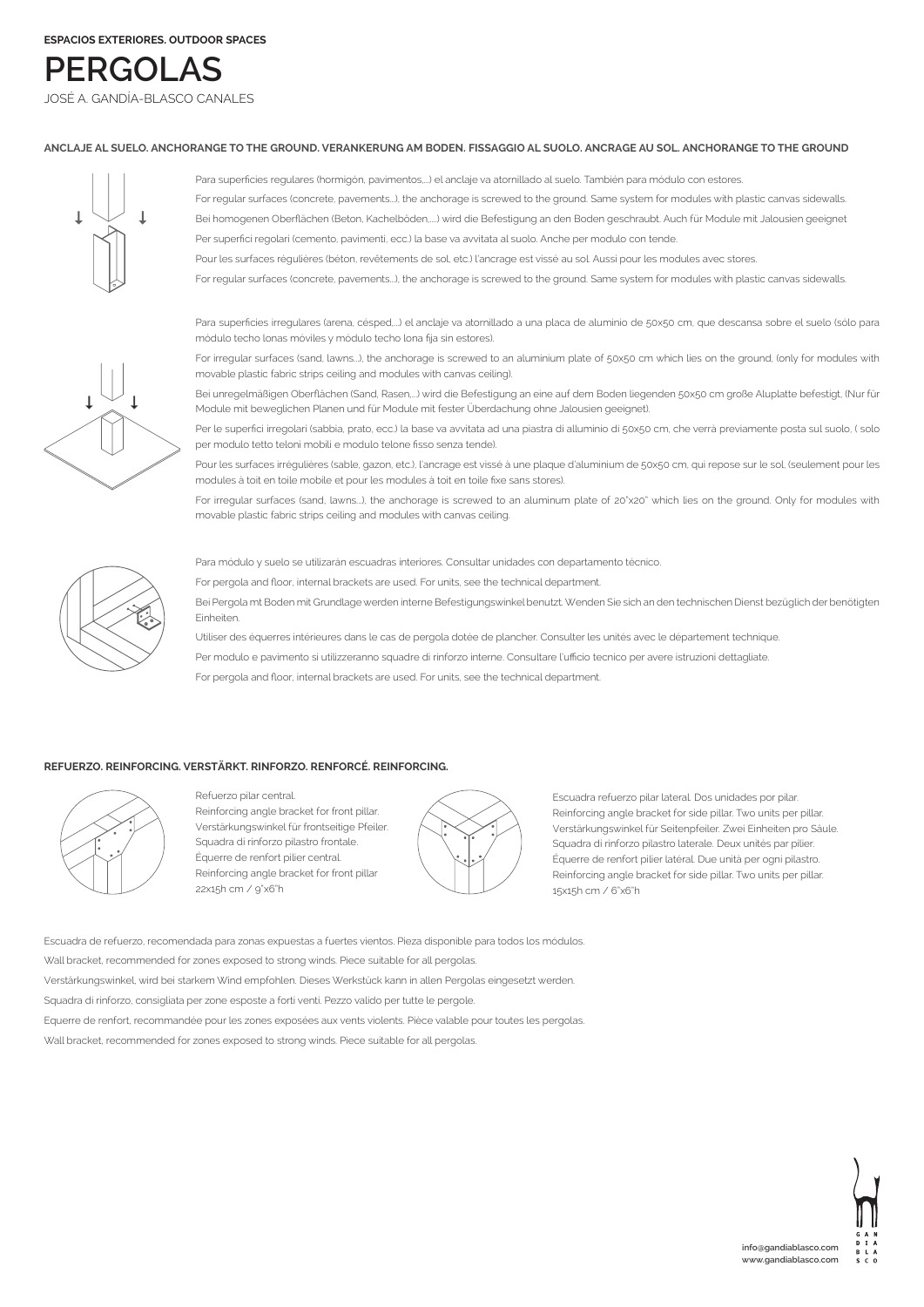**ESPACIOS EXTERIORES. OUTDOOR SPACES**

# PERGOLAS

JOSÉ A. GANDÍA-BLASCO CANALES

### ANCLAJE AL SUELO. ANCHORANGE TO THE GROUND. VERANKERUNG AM BODEN. FISSAGGIO AL SUOLO. ANCRAGE AU SOL. ANCHORANGE TO THE GROUND

Para superficies regulares (hormigón, pavimentos,...) el anclaje va atornillado al suelo. También para módulo con estores.

For regular surfaces (concrete, pavements...), the anchorage is screwed to the ground. Same system for modules with plastic canvas sidewalls.

Bei homogenen Oberflächen (Beton, Kachelböden,....) wird die Befestigung an den Boden geschraubt. Auch für Module mit Jalousien geeignet

Per superfici regolari (cemento, pavimenti, ecc.) la base va avvitata al suolo. Anche per modulo con tende.

Pour les surfaces régulières (béton, revêtements de sol, etc.) l'ancrage est vissé au sol. Aussi pour les modules avec stores.

For regular surfaces (concrete, pavements...), the anchorage is screwed to the ground. Same system for modules with plastic canvas sidewalls.

Para superficies irregulares (arena, césped,...) el anclaje va atornillado a una placa de aluminio de 50x50 cm, que descansa sobre el suelo (sólo para módulo techo lonas móviles y módulo techo lona fija sin estores).

For irregular surfaces (sand, lawns...), the anchorage is screwed to an aluminium plate of 50x50 cm which lies on the ground, (only for modules with movable plastic fabric strips ceiling and modules with canvas ceiling).

Bei unregelmäßigen Oberflächen (Sand, Rasen,...) wird die Befestigung an eine auf dem Boden liegenden 50x50 cm große Aluplatte befestigt, (Nur für Module mit beweglichen Planen und für Module mit fester Überdachung ohne Jalousien geeignet).

Per le superfici irregolari (sabbia, prato, ecc.) la base va avvitata ad una piastra di alluminio di 50x50 cm, che verrà previamente posta sul suolo, ( solo per modulo tetto teloni mobili e modulo telone fisso senza tende).

Pour les surfaces irrégulières (sable, gazon, etc.), l'ancrage est vissé à une plaque d'aluminium de 50x50 cm, qui repose sur le sol, (seulement pour les modules à toit en toile mobile et pour les modules à toit en toile fixe sans stores).

For irregular surfaces (sand, lawns...), the anchorage is screwed to an aluminum plate of 20"x20" which lies on the ground. Only for modules with movable plastic fabric strips ceiling and modules with canvas ceiling.

Para módulo y suelo se utilizarán escuadras interiores. Consultar unidades con departamento técnico.

For pergola and floor, internal brackets are used. For units, see the technical department.

Bei Pergola mt Boden mit Grundlage werden interne Befestigungswinkel benutzt. Wenden Sie sich an den technischen Dienst bezüglich der benötigten Einheiten.

Utiliser des équerres intérieures dans le cas de pergola dotée de plancher. Consulter les unités avec le département technique.

Per modulo e pavimento si utilizzeranno squadre di rinforzo interne. Consultare l'ufficio tecnico per avere istruzioni dettagliate.

For pergola and floor, internal brackets are used. For units, see the technical department.

### REFUERZO. REINFORCING. VERSTÄRKT. RINFORZO. RENFORCÉ. REINFORCING.

Refuerzo pilar central.
Reinforcing angle bracket for front pillar.
Verstärkungswinkel für frontseitige Pfeiler.
Squadra di rinforzo pilastro frontale.
Équerre de renfort pilier central.
Reinforcing angle bracket for front pillar
22x15h cm / 9"x6"h

Escuadra refuerzo pilar lateral. Dos unidades por pilar.
Reinforcing angle bracket for side pillar. Two units per pillar.
Verstärkungswinkel für Seitenpfeiler. Zwei Einheiten pro Säule.
Squadra di rinforzo pilastro laterale. Deux unités par pilier.
Équerre de renfort pilier latéral. Due unità per ogni pilastro.
Reinforcing angle bracket for side pillar. Two units per pillar.
15x15h cm / 6"x6"h

Escuadra de refuerzo, recomendada para zonas expuestas a fuertes vientos. Pieza disponible para todos los módulos.

Wall bracket, recommended for zones exposed to strong winds. Piece suitable for all pergolas.

Verstärkungswinkel, wird bei starkem Wind empfohlen. Dieses Werkstück kann in allen Pergolas eingesetzt werden.

Squadra di rinforzo, consigliata per zone esposte a forti venti. Pezzo valido per tutte le pergole.

Equerre de renfort, recommandée pour les zones exposées aux vents violents. Pièce valable pour toutes les pergolas.

Wall bracket, recommended for zones exposed to strong winds. Piece suitable for all pergolas.

info@gandiablasco.com
www.gandiablasco.com